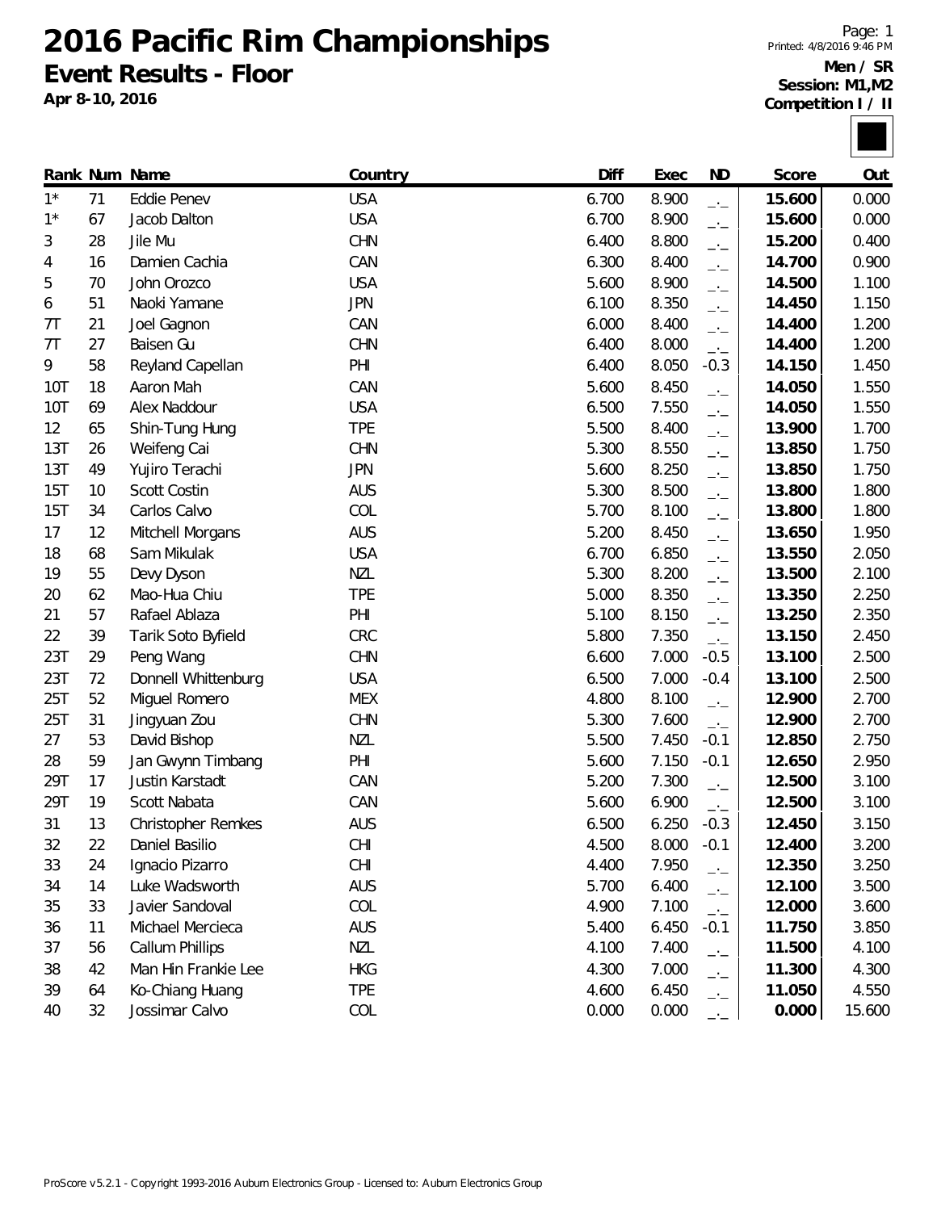# 2016 Pacific Rim Championships

## Event Results - Floor

**Apr 8-10, 2016**

Page: 1
Printed: 4/8/2016 9:46 PM

**Men / SR**
**Session: M1,M2**
**Competition I / II**

| Rank | Num | Name | Country | Diff | Exec | ND | Score | Out |
|---|---|---|---|---|---|---|---|---|
| 1* | 71 | Eddie Penev | USA | 6.700 | 8.900 | _._ | **15.600** | 0.000 |
| 1* | 67 | Jacob Dalton | USA | 6.700 | 8.900 | _._ | **15.600** | 0.000 |
| 3 | 28 | Jile Mu | CHN | 6.400 | 8.800 | _._ | **15.200** | 0.400 |
| 4 | 16 | Damien Cachia | CAN | 6.300 | 8.400 | _._ | **14.700** | 0.900 |
| 5 | 70 | John Orozco | USA | 5.600 | 8.900 | _._ | **14.500** | 1.100 |
| 6 | 51 | Naoki Yamane | JPN | 6.100 | 8.350 | _._ | **14.450** | 1.150 |
| 7T | 21 | Joel Gagnon | CAN | 6.000 | 8.400 | _._ | **14.400** | 1.200 |
| 7T | 27 | Baisen Gu | CHN | 6.400 | 8.000 | _._ | **14.400** | 1.200 |
| 9 | 58 | Reyland Capellan | PHI | 6.400 | 8.050 | -0.3 | **14.150** | 1.450 |
| 10T | 18 | Aaron Mah | CAN | 5.600 | 8.450 | _._ | **14.050** | 1.550 |
| 10T | 69 | Alex Naddour | USA | 6.500 | 7.550 | _._ | **14.050** | 1.550 |
| 12 | 65 | Shin-Tung Hung | TPE | 5.500 | 8.400 | _._ | **13.900** | 1.700 |
| 13T | 26 | Weifeng Cai | CHN | 5.300 | 8.550 | _._ | **13.850** | 1.750 |
| 13T | 49 | Yujiro Terachi | JPN | 5.600 | 8.250 | _._ | **13.850** | 1.750 |
| 15T | 10 | Scott Costin | AUS | 5.300 | 8.500 | _._ | **13.800** | 1.800 |
| 15T | 34 | Carlos Calvo | COL | 5.700 | 8.100 | _._ | **13.800** | 1.800 |
| 17 | 12 | Mitchell Morgans | AUS | 5.200 | 8.450 | _._ | **13.650** | 1.950 |
| 18 | 68 | Sam Mikulak | USA | 6.700 | 6.850 | _._ | **13.550** | 2.050 |
| 19 | 55 | Devy Dyson | NZL | 5.300 | 8.200 | _._ | **13.500** | 2.100 |
| 20 | 62 | Mao-Hua Chiu | TPE | 5.000 | 8.350 | _._ | **13.350** | 2.250 |
| 21 | 57 | Rafael Ablaza | PHI | 5.100 | 8.150 | _._ | **13.250** | 2.350 |
| 22 | 39 | Tarik Soto Byfield | CRC | 5.800 | 7.350 | _._ | **13.150** | 2.450 |
| 23T | 29 | Peng Wang | CHN | 6.600 | 7.000 | -0.5 | **13.100** | 2.500 |
| 23T | 72 | Donnell Whittenburg | USA | 6.500 | 7.000 | -0.4 | **13.100** | 2.500 |
| 25T | 52 | Miguel Romero | MEX | 4.800 | 8.100 | _._ | **12.900** | 2.700 |
| 25T | 31 | Jingyuan Zou | CHN | 5.300 | 7.600 | _._ | **12.900** | 2.700 |
| 27 | 53 | David Bishop | NZL | 5.500 | 7.450 | -0.1 | **12.850** | 2.750 |
| 28 | 59 | Jan Gwynn Timbang | PHI | 5.600 | 7.150 | -0.1 | **12.650** | 2.950 |
| 29T | 17 | Justin Karstadt | CAN | 5.200 | 7.300 | _._ | **12.500** | 3.100 |
| 29T | 19 | Scott Nabata | CAN | 5.600 | 6.900 | _._ | **12.500** | 3.100 |
| 31 | 13 | Christopher Remkes | AUS | 6.500 | 6.250 | -0.3 | **12.450** | 3.150 |
| 32 | 22 | Daniel Basilio | CHI | 4.500 | 8.000 | -0.1 | **12.400** | 3.200 |
| 33 | 24 | Ignacio Pizarro | CHI | 4.400 | 7.950 | _._ | **12.350** | 3.250 |
| 34 | 14 | Luke Wadsworth | AUS | 5.700 | 6.400 | _._ | **12.100** | 3.500 |
| 35 | 33 | Javier Sandoval | COL | 4.900 | 7.100 | _._ | **12.000** | 3.600 |
| 36 | 11 | Michael Mercieca | AUS | 5.400 | 6.450 | -0.1 | **11.750** | 3.850 |
| 37 | 56 | Callum Phillips | NZL | 4.100 | 7.400 | _._ | **11.500** | 4.100 |
| 38 | 42 | Man Hin Frankie Lee | HKG | 4.300 | 7.000 | _._ | **11.300** | 4.300 |
| 39 | 64 | Ko-Chiang Huang | TPE | 4.600 | 6.450 | _._ | **11.050** | 4.550 |
| 40 | 32 | Jossimar Calvo | COL | 0.000 | 0.000 | _._ | **0.000** | 15.600 |

ProScore v5.2.1 - Copyright 1993-2016 Auburn Electronics Group - Licensed to: Auburn Electronics Group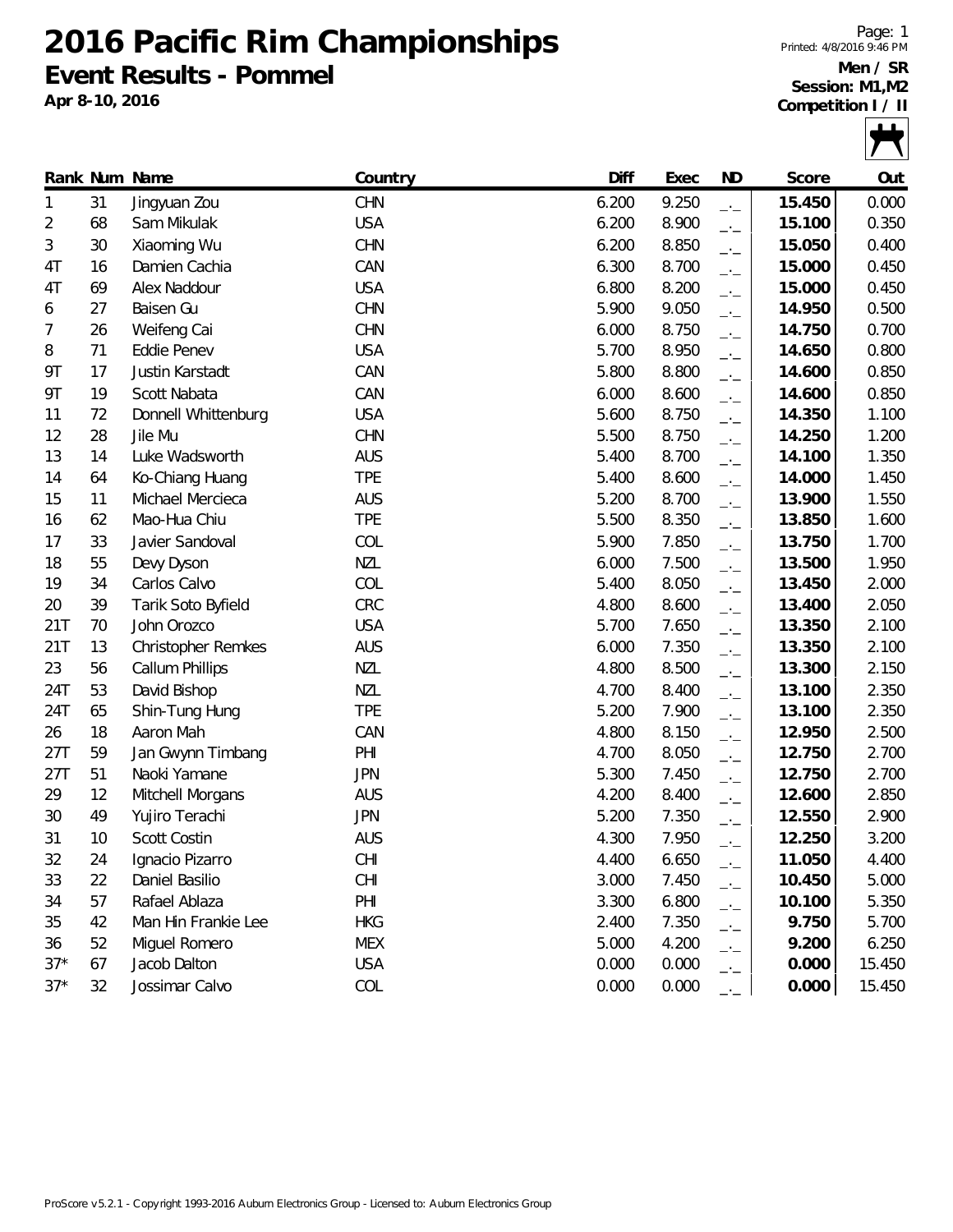# 2016 Pacific Rim Championships

## Event Results - Pommel

**Apr 8-10, 2016**

**Men / SR**
**Session: M1,M2**
**Competition I / II**

| Rank | Num | Name | Country | Diff | Exec | ND | Score | Out |
|---|---|---|---|---|---|---|---|---|
| 1 | 31 | Jingyuan Zou | CHN | 6.200 | 9.250 | _._ | **15.450** | 0.000 |
| 2 | 68 | Sam Mikulak | USA | 6.200 | 8.900 | _._ | **15.100** | 0.350 |
| 3 | 30 | Xiaoming Wu | CHN | 6.200 | 8.850 | _._ | **15.050** | 0.400 |
| 4T | 16 | Damien Cachia | CAN | 6.300 | 8.700 | _._ | **15.000** | 0.450 |
| 4T | 69 | Alex Naddour | USA | 6.800 | 8.200 | _._ | **15.000** | 0.450 |
| 6 | 27 | Baisen Gu | CHN | 5.900 | 9.050 | _._ | **14.950** | 0.500 |
| 7 | 26 | Weifeng Cai | CHN | 6.000 | 8.750 | _._ | **14.750** | 0.700 |
| 8 | 71 | Eddie Penev | USA | 5.700 | 8.950 | _._ | **14.650** | 0.800 |
| 9T | 17 | Justin Karstadt | CAN | 5.800 | 8.800 | _._ | **14.600** | 0.850 |
| 9T | 19 | Scott Nabata | CAN | 6.000 | 8.600 | _._ | **14.600** | 0.850 |
| 11 | 72 | Donnell Whittenburg | USA | 5.600 | 8.750 | _._ | **14.350** | 1.100 |
| 12 | 28 | Jile Mu | CHN | 5.500 | 8.750 | _._ | **14.250** | 1.200 |
| 13 | 14 | Luke Wadsworth | AUS | 5.400 | 8.700 | _._ | **14.100** | 1.350 |
| 14 | 64 | Ko-Chiang Huang | TPE | 5.400 | 8.600 | _._ | **14.000** | 1.450 |
| 15 | 11 | Michael Mercieca | AUS | 5.200 | 8.700 | _._ | **13.900** | 1.550 |
| 16 | 62 | Mao-Hua Chiu | TPE | 5.500 | 8.350 | _._ | **13.850** | 1.600 |
| 17 | 33 | Javier Sandoval | COL | 5.900 | 7.850 | _._ | **13.750** | 1.700 |
| 18 | 55 | Devy Dyson | NZL | 6.000 | 7.500 | _._ | **13.500** | 1.950 |
| 19 | 34 | Carlos Calvo | COL | 5.400 | 8.050 | _._ | **13.450** | 2.000 |
| 20 | 39 | Tarik Soto Byfield | CRC | 4.800 | 8.600 | _._ | **13.400** | 2.050 |
| 21T | 70 | John Orozco | USA | 5.700 | 7.650 | _._ | **13.350** | 2.100 |
| 21T | 13 | Christopher Remkes | AUS | 6.000 | 7.350 | _._ | **13.350** | 2.100 |
| 23 | 56 | Callum Phillips | NZL | 4.800 | 8.500 | _._ | **13.300** | 2.150 |
| 24T | 53 | David Bishop | NZL | 4.700 | 8.400 | _._ | **13.100** | 2.350 |
| 24T | 65 | Shin-Tung Hung | TPE | 5.200 | 7.900 | _._ | **13.100** | 2.350 |
| 26 | 18 | Aaron Mah | CAN | 4.800 | 8.150 | _._ | **12.950** | 2.500 |
| 27T | 59 | Jan Gwynn Timbang | PHI | 4.700 | 8.050 | _._ | **12.750** | 2.700 |
| 27T | 51 | Naoki Yamane | JPN | 5.300 | 7.450 | _._ | **12.750** | 2.700 |
| 29 | 12 | Mitchell Morgans | AUS | 4.200 | 8.400 | _._ | **12.600** | 2.850 |
| 30 | 49 | Yujiro Terachi | JPN | 5.200 | 7.350 | _._ | **12.550** | 2.900 |
| 31 | 10 | Scott Costin | AUS | 4.300 | 7.950 | _._ | **12.250** | 3.200 |
| 32 | 24 | Ignacio Pizarro | CHI | 4.400 | 6.650 | _._ | **11.050** | 4.400 |
| 33 | 22 | Daniel Basilio | CHI | 3.000 | 7.450 | _._ | **10.450** | 5.000 |
| 34 | 57 | Rafael Ablaza | PHI | 3.300 | 6.800 | _._ | **10.100** | 5.350 |
| 35 | 42 | Man Hin Frankie Lee | HKG | 2.400 | 7.350 | _._ | **9.750** | 5.700 |
| 36 | 52 | Miguel Romero | MEX | 5.000 | 4.200 | _._ | **9.200** | 6.250 |
| 37* | 67 | Jacob Dalton | USA | 0.000 | 0.000 | _._ | **0.000** | 15.450 |
| 37* | 32 | Jossimar Calvo | COL | 0.000 | 0.000 | _._ | **0.000** | 15.450 |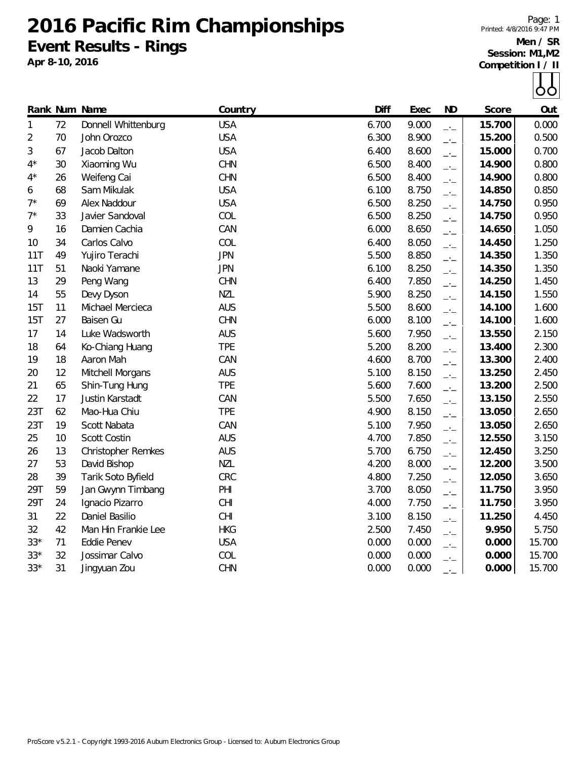# 2016 Pacific Rim Championships

## Event Results - Rings

**Apr 8-10, 2016**

**Men / SR**
**Session: M1,M2**
**Competition I / II**

| Rank | Num | Name | Country | Diff | Exec | ND | Score | Out |
|---|---|---|---|---|---|---|---|---|
| 1 | 72 | Donnell Whittenburg | USA | 6.700 | 9.000 | _._ | **15.700** | 0.000 |
| 2 | 70 | John Orozco | USA | 6.300 | 8.900 | _._ | **15.200** | 0.500 |
| 3 | 67 | Jacob Dalton | USA | 6.400 | 8.600 | _._ | **15.000** | 0.700 |
| 4* | 30 | Xiaoming Wu | CHN | 6.500 | 8.400 | _._ | **14.900** | 0.800 |
| 4* | 26 | Weifeng Cai | CHN | 6.500 | 8.400 | _._ | **14.900** | 0.800 |
| 6 | 68 | Sam Mikulak | USA | 6.100 | 8.750 | _._ | **14.850** | 0.850 |
| 7* | 69 | Alex Naddour | USA | 6.500 | 8.250 | _._ | **14.750** | 0.950 |
| 7* | 33 | Javier Sandoval | COL | 6.500 | 8.250 | _._ | **14.750** | 0.950 |
| 9 | 16 | Damien Cachia | CAN | 6.000 | 8.650 | _._ | **14.650** | 1.050 |
| 10 | 34 | Carlos Calvo | COL | 6.400 | 8.050 | _._ | **14.450** | 1.250 |
| 11T | 49 | Yujiro Terachi | JPN | 5.500 | 8.850 | _._ | **14.350** | 1.350 |
| 11T | 51 | Naoki Yamane | JPN | 6.100 | 8.250 | _._ | **14.350** | 1.350 |
| 13 | 29 | Peng Wang | CHN | 6.400 | 7.850 | _._ | **14.250** | 1.450 |
| 14 | 55 | Devy Dyson | NZL | 5.900 | 8.250 | _._ | **14.150** | 1.550 |
| 15T | 11 | Michael Mercieca | AUS | 5.500 | 8.600 | _._ | **14.100** | 1.600 |
| 15T | 27 | Baisen Gu | CHN | 6.000 | 8.100 | _._ | **14.100** | 1.600 |
| 17 | 14 | Luke Wadsworth | AUS | 5.600 | 7.950 | _._ | **13.550** | 2.150 |
| 18 | 64 | Ko-Chiang Huang | TPE | 5.200 | 8.200 | _._ | **13.400** | 2.300 |
| 19 | 18 | Aaron Mah | CAN | 4.600 | 8.700 | _._ | **13.300** | 2.400 |
| 20 | 12 | Mitchell Morgans | AUS | 5.100 | 8.150 | _._ | **13.250** | 2.450 |
| 21 | 65 | Shin-Tung Hung | TPE | 5.600 | 7.600 | _._ | **13.200** | 2.500 |
| 22 | 17 | Justin Karstadt | CAN | 5.500 | 7.650 | _._ | **13.150** | 2.550 |
| 23T | 62 | Mao-Hua Chiu | TPE | 4.900 | 8.150 | _._ | **13.050** | 2.650 |
| 23T | 19 | Scott Nabata | CAN | 5.100 | 7.950 | _._ | **13.050** | 2.650 |
| 25 | 10 | Scott Costin | AUS | 4.700 | 7.850 | _._ | **12.550** | 3.150 |
| 26 | 13 | Christopher Remkes | AUS | 5.700 | 6.750 | _._ | **12.450** | 3.250 |
| 27 | 53 | David Bishop | NZL | 4.200 | 8.000 | _._ | **12.200** | 3.500 |
| 28 | 39 | Tarik Soto Byfield | CRC | 4.800 | 7.250 | _._ | **12.050** | 3.650 |
| 29T | 59 | Jan Gwynn Timbang | PHI | 3.700 | 8.050 | _._ | **11.750** | 3.950 |
| 29T | 24 | Ignacio Pizarro | CHI | 4.000 | 7.750 | _._ | **11.750** | 3.950 |
| 31 | 22 | Daniel Basilio | CHI | 3.100 | 8.150 | _._ | **11.250** | 4.450 |
| 32 | 42 | Man Hin Frankie Lee | HKG | 2.500 | 7.450 | _._ | **9.950** | 5.750 |
| 33* | 71 | Eddie Penev | USA | 0.000 | 0.000 | _._ | **0.000** | 15.700 |
| 33* | 32 | Jossimar Calvo | COL | 0.000 | 0.000 | _._ | **0.000** | 15.700 |
| 33* | 31 | Jingyuan Zou | CHN | 0.000 | 0.000 | _._ | **0.000** | 15.700 |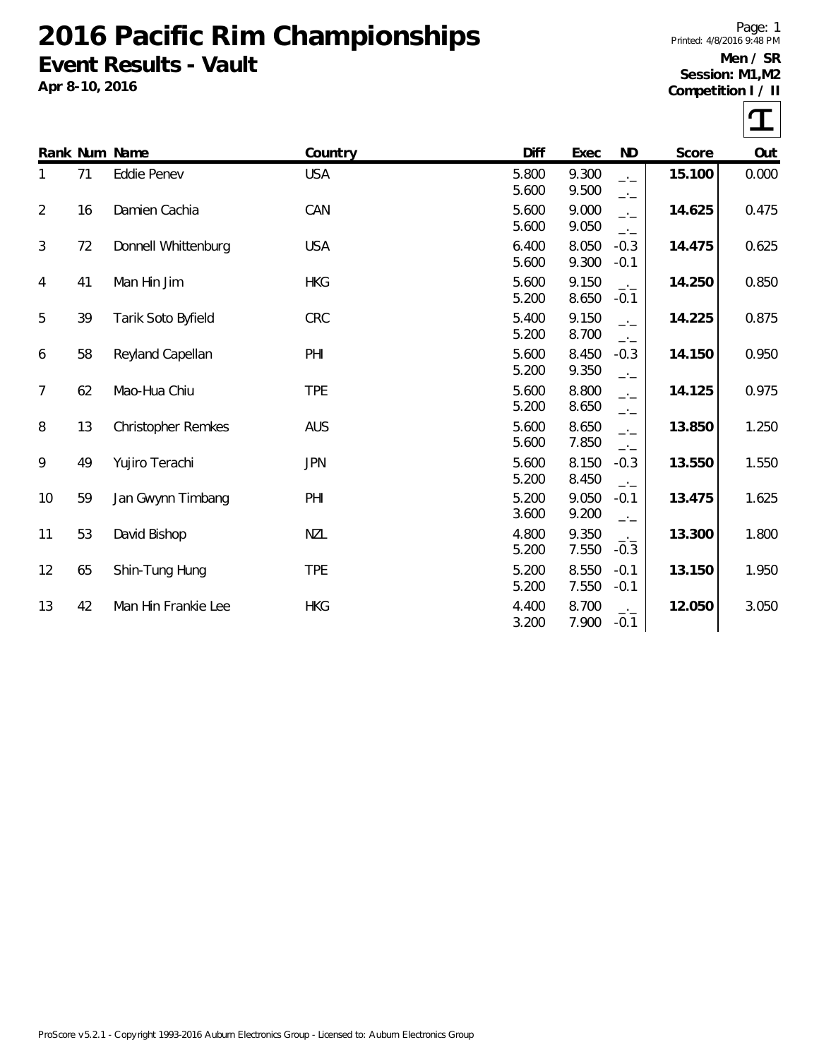# 2016 Pacific Rim Championships

## Event Results - Vault

**Apr 8-10, 2016**

Printed: 4/8/2016 9:48 PM

**Men / SR**
**Session: M1,M2**
**Competition I / II**

| Rank | Num | Name | Country | Diff | Exec | ND | Score | Out |
|---|---|---|---|---|---|---|---|---|
| 1 | 71 | Eddie Penev | USA | 5.800<br>5.600 | 9.300<br>9.500 | _._<br>_._ | **15.100** | 0.000 |
| 2 | 16 | Damien Cachia | CAN | 5.600<br>5.600 | 9.000<br>9.050 | _._<br>_._ | **14.625** | 0.475 |
| 3 | 72 | Donnell Whittenburg | USA | 6.400<br>5.600 | 8.050<br>9.300 | -0.3<br>-0.1 | **14.475** | 0.625 |
| 4 | 41 | Man Hin Jim | HKG | 5.600<br>5.200 | 9.150<br>8.650 | _._<br>-0.1 | **14.250** | 0.850 |
| 5 | 39 | Tarik Soto Byfield | CRC | 5.400<br>5.200 | 9.150<br>8.700 | _._<br>_._ | **14.225** | 0.875 |
| 6 | 58 | Reyland Capellan | PHI | 5.600<br>5.200 | 8.450<br>9.350 | -0.3<br>_._ | **14.150** | 0.950 |
| 7 | 62 | Mao-Hua Chiu | TPE | 5.600<br>5.200 | 8.800<br>8.650 | _._<br>_._ | **14.125** | 0.975 |
| 8 | 13 | Christopher Remkes | AUS | 5.600<br>5.600 | 8.650<br>7.850 | _._<br>_._ | **13.850** | 1.250 |
| 9 | 49 | Yujiro Terachi | JPN | 5.600<br>5.200 | 8.150<br>8.450 | -0.3<br>_._ | **13.550** | 1.550 |
| 10 | 59 | Jan Gwynn Timbang | PHI | 5.200<br>3.600 | 9.050<br>9.200 | -0.1<br>_._ | **13.475** | 1.625 |
| 11 | 53 | David Bishop | NZL | 4.800<br>5.200 | 9.350<br>7.550 | _._<br>-0.3 | **13.300** | 1.800 |
| 12 | 65 | Shin-Tung Hung | TPE | 5.200<br>5.200 | 8.550<br>7.550 | -0.1<br>-0.1 | **13.150** | 1.950 |
| 13 | 42 | Man Hin Frankie Lee | HKG | 4.400<br>3.200 | 8.700<br>7.900 | _._<br>-0.1 | **12.050** | 3.050 |

ProScore v5.2.1 - Copyright 1993-2016 Auburn Electronics Group - Licensed to: Auburn Electronics Group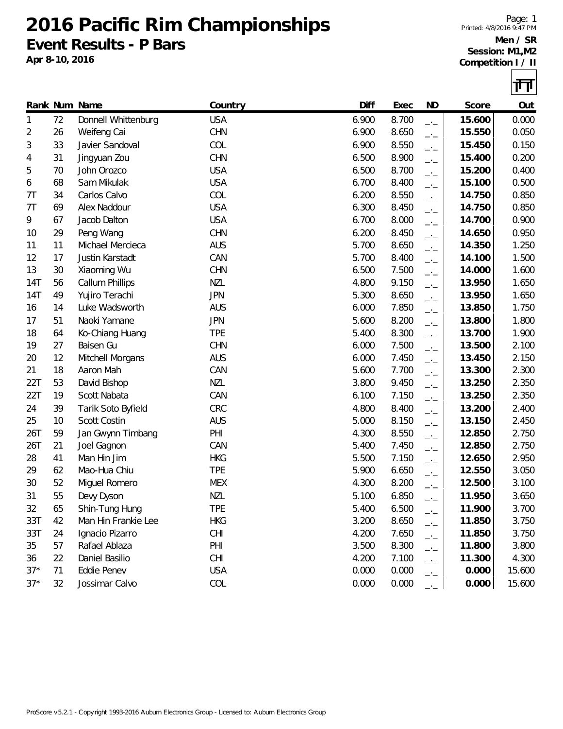# 2016 Pacific Rim Championships

## Event Results - P Bars

**Apr 8-10, 2016**

Page: 1
Printed: 4/8/2016 9:47 PM

**Men / SR**
**Session: M1,M2**
**Competition I / II**

| Rank | Num | Name | Country | Diff | Exec | ND | Score | Out |
|---|---|---|---|---|---|---|---|---|
| 1 | 72 | Donnell Whittenburg | USA | 6.900 | 8.700 | _._ | **15.600** | 0.000 |
| 2 | 26 | Weifeng Cai | CHN | 6.900 | 8.650 | _._ | **15.550** | 0.050 |
| 3 | 33 | Javier Sandoval | COL | 6.900 | 8.550 | _._ | **15.450** | 0.150 |
| 4 | 31 | Jingyuan Zou | CHN | 6.500 | 8.900 | _._ | **15.400** | 0.200 |
| 5 | 70 | John Orozco | USA | 6.500 | 8.700 | _._ | **15.200** | 0.400 |
| 6 | 68 | Sam Mikulak | USA | 6.700 | 8.400 | _._ | **15.100** | 0.500 |
| 7T | 34 | Carlos Calvo | COL | 6.200 | 8.550 | _._ | **14.750** | 0.850 |
| 7T | 69 | Alex Naddour | USA | 6.300 | 8.450 | _._ | **14.750** | 0.850 |
| 9 | 67 | Jacob Dalton | USA | 6.700 | 8.000 | _._ | **14.700** | 0.900 |
| 10 | 29 | Peng Wang | CHN | 6.200 | 8.450 | _._ | **14.650** | 0.950 |
| 11 | 11 | Michael Mercieca | AUS | 5.700 | 8.650 | _._ | **14.350** | 1.250 |
| 12 | 17 | Justin Karstadt | CAN | 5.700 | 8.400 | _._ | **14.100** | 1.500 |
| 13 | 30 | Xiaoming Wu | CHN | 6.500 | 7.500 | _._ | **14.000** | 1.600 |
| 14T | 56 | Callum Phillips | NZL | 4.800 | 9.150 | _._ | **13.950** | 1.650 |
| 14T | 49 | Yujiro Terachi | JPN | 5.300 | 8.650 | _._ | **13.950** | 1.650 |
| 16 | 14 | Luke Wadsworth | AUS | 6.000 | 7.850 | _._ | **13.850** | 1.750 |
| 17 | 51 | Naoki Yamane | JPN | 5.600 | 8.200 | _._ | **13.800** | 1.800 |
| 18 | 64 | Ko-Chiang Huang | TPE | 5.400 | 8.300 | _._ | **13.700** | 1.900 |
| 19 | 27 | Baisen Gu | CHN | 6.000 | 7.500 | _._ | **13.500** | 2.100 |
| 20 | 12 | Mitchell Morgans | AUS | 6.000 | 7.450 | _._ | **13.450** | 2.150 |
| 21 | 18 | Aaron Mah | CAN | 5.600 | 7.700 | _._ | **13.300** | 2.300 |
| 22T | 53 | David Bishop | NZL | 3.800 | 9.450 | _._ | **13.250** | 2.350 |
| 22T | 19 | Scott Nabata | CAN | 6.100 | 7.150 | _._ | **13.250** | 2.350 |
| 24 | 39 | Tarik Soto Byfield | CRC | 4.800 | 8.400 | _._ | **13.200** | 2.400 |
| 25 | 10 | Scott Costin | AUS | 5.000 | 8.150 | _._ | **13.150** | 2.450 |
| 26T | 59 | Jan Gwynn Timbang | PHI | 4.300 | 8.550 | _._ | **12.850** | 2.750 |
| 26T | 21 | Joel Gagnon | CAN | 5.400 | 7.450 | _._ | **12.850** | 2.750 |
| 28 | 41 | Man Hin Jim | HKG | 5.500 | 7.150 | _._ | **12.650** | 2.950 |
| 29 | 62 | Mao-Hua Chiu | TPE | 5.900 | 6.650 | _._ | **12.550** | 3.050 |
| 30 | 52 | Miguel Romero | MEX | 4.300 | 8.200 | _._ | **12.500** | 3.100 |
| 31 | 55 | Devy Dyson | NZL | 5.100 | 6.850 | _._ | **11.950** | 3.650 |
| 32 | 65 | Shin-Tung Hung | TPE | 5.400 | 6.500 | _._ | **11.900** | 3.700 |
| 33T | 42 | Man Hin Frankie Lee | HKG | 3.200 | 8.650 | _._ | **11.850** | 3.750 |
| 33T | 24 | Ignacio Pizarro | CHI | 4.200 | 7.650 | _._ | **11.850** | 3.750 |
| 35 | 57 | Rafael Ablaza | PHI | 3.500 | 8.300 | _._ | **11.800** | 3.800 |
| 36 | 22 | Daniel Basilio | CHI | 4.200 | 7.100 | _._ | **11.300** | 4.300 |
| 37* | 71 | Eddie Penev | USA | 0.000 | 0.000 | _._ | **0.000** | 15.600 |
| 37* | 32 | Jossimar Calvo | COL | 0.000 | 0.000 | _._ | **0.000** | 15.600 |

ProScore v5.2.1 - Copyright 1993-2016 Auburn Electronics Group - Licensed to: Auburn Electronics Group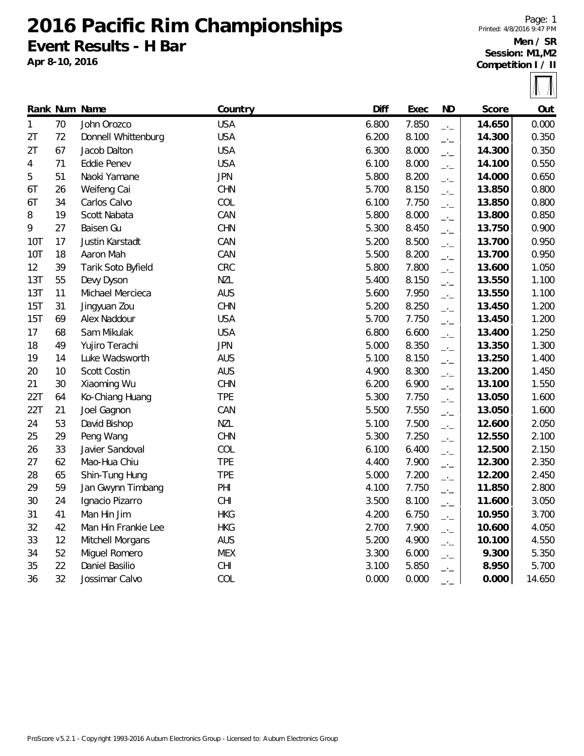# 2016 Pacific Rim Championships

## Event Results - H Bar

**Apr 8-10, 2016**

**Men / SR**
**Session: M1,M2**
**Competition I / II**

| Rank | Num | Name | Country | Diff | Exec | ND | Score | Out |
|---|---|---|---|---|---|---|---|---|
| 1 | 70 | John Orozco | USA | 6.800 | 7.850 | _._ | **14.650** | 0.000 |
| 2T | 72 | Donnell Whittenburg | USA | 6.200 | 8.100 | _._ | **14.300** | 0.350 |
| 2T | 67 | Jacob Dalton | USA | 6.300 | 8.000 | _._ | **14.300** | 0.350 |
| 4 | 71 | Eddie Penev | USA | 6.100 | 8.000 | _._ | **14.100** | 0.550 |
| 5 | 51 | Naoki Yamane | JPN | 5.800 | 8.200 | _._ | **14.000** | 0.650 |
| 6T | 26 | Weifeng Cai | CHN | 5.700 | 8.150 | _._ | **13.850** | 0.800 |
| 6T | 34 | Carlos Calvo | COL | 6.100 | 7.750 | _._ | **13.850** | 0.800 |
| 8 | 19 | Scott Nabata | CAN | 5.800 | 8.000 | _._ | **13.800** | 0.850 |
| 9 | 27 | Baisen Gu | CHN | 5.300 | 8.450 | _._ | **13.750** | 0.900 |
| 10T | 17 | Justin Karstadt | CAN | 5.200 | 8.500 | _._ | **13.700** | 0.950 |
| 10T | 18 | Aaron Mah | CAN | 5.500 | 8.200 | _._ | **13.700** | 0.950 |
| 12 | 39 | Tarik Soto Byfield | CRC | 5.800 | 7.800 | _._ | **13.600** | 1.050 |
| 13T | 55 | Devy Dyson | NZL | 5.400 | 8.150 | _._ | **13.550** | 1.100 |
| 13T | 11 | Michael Mercieca | AUS | 5.600 | 7.950 | _._ | **13.550** | 1.100 |
| 15T | 31 | Jingyuan Zou | CHN | 5.200 | 8.250 | _._ | **13.450** | 1.200 |
| 15T | 69 | Alex Naddour | USA | 5.700 | 7.750 | _._ | **13.450** | 1.200 |
| 17 | 68 | Sam Mikulak | USA | 6.800 | 6.600 | _._ | **13.400** | 1.250 |
| 18 | 49 | Yujiro Terachi | JPN | 5.000 | 8.350 | _._ | **13.350** | 1.300 |
| 19 | 14 | Luke Wadsworth | AUS | 5.100 | 8.150 | _._ | **13.250** | 1.400 |
| 20 | 10 | Scott Costin | AUS | 4.900 | 8.300 | _._ | **13.200** | 1.450 |
| 21 | 30 | Xiaoming Wu | CHN | 6.200 | 6.900 | _._ | **13.100** | 1.550 |
| 22T | 64 | Ko-Chiang Huang | TPE | 5.300 | 7.750 | _._ | **13.050** | 1.600 |
| 22T | 21 | Joel Gagnon | CAN | 5.500 | 7.550 | _._ | **13.050** | 1.600 |
| 24 | 53 | David Bishop | NZL | 5.100 | 7.500 | _._ | **12.600** | 2.050 |
| 25 | 29 | Peng Wang | CHN | 5.300 | 7.250 | _._ | **12.550** | 2.100 |
| 26 | 33 | Javier Sandoval | COL | 6.100 | 6.400 | _._ | **12.500** | 2.150 |
| 27 | 62 | Mao-Hua Chiu | TPE | 4.400 | 7.900 | _._ | **12.300** | 2.350 |
| 28 | 65 | Shin-Tung Hung | TPE | 5.000 | 7.200 | _._ | **12.200** | 2.450 |
| 29 | 59 | Jan Gwynn Timbang | PHI | 4.100 | 7.750 | _._ | **11.850** | 2.800 |
| 30 | 24 | Ignacio Pizarro | CHI | 3.500 | 8.100 | _._ | **11.600** | 3.050 |
| 31 | 41 | Man Hin Jim | HKG | 4.200 | 6.750 | _._ | **10.950** | 3.700 |
| 32 | 42 | Man Hin Frankie Lee | HKG | 2.700 | 7.900 | _._ | **10.600** | 4.050 |
| 33 | 12 | Mitchell Morgans | AUS | 5.200 | 4.900 | _._ | **10.100** | 4.550 |
| 34 | 52 | Miguel Romero | MEX | 3.300 | 6.000 | _._ | **9.300** | 5.350 |
| 35 | 22 | Daniel Basilio | CHI | 3.100 | 5.850 | _._ | **8.950** | 5.700 |
| 36 | 32 | Jossimar Calvo | COL | 0.000 | 0.000 | _._ | **0.000** | 14.650 |

ProScore v5.2.1 - Copyright 1993-2016 Auburn Electronics Group - Licensed to: Auburn Electronics Group